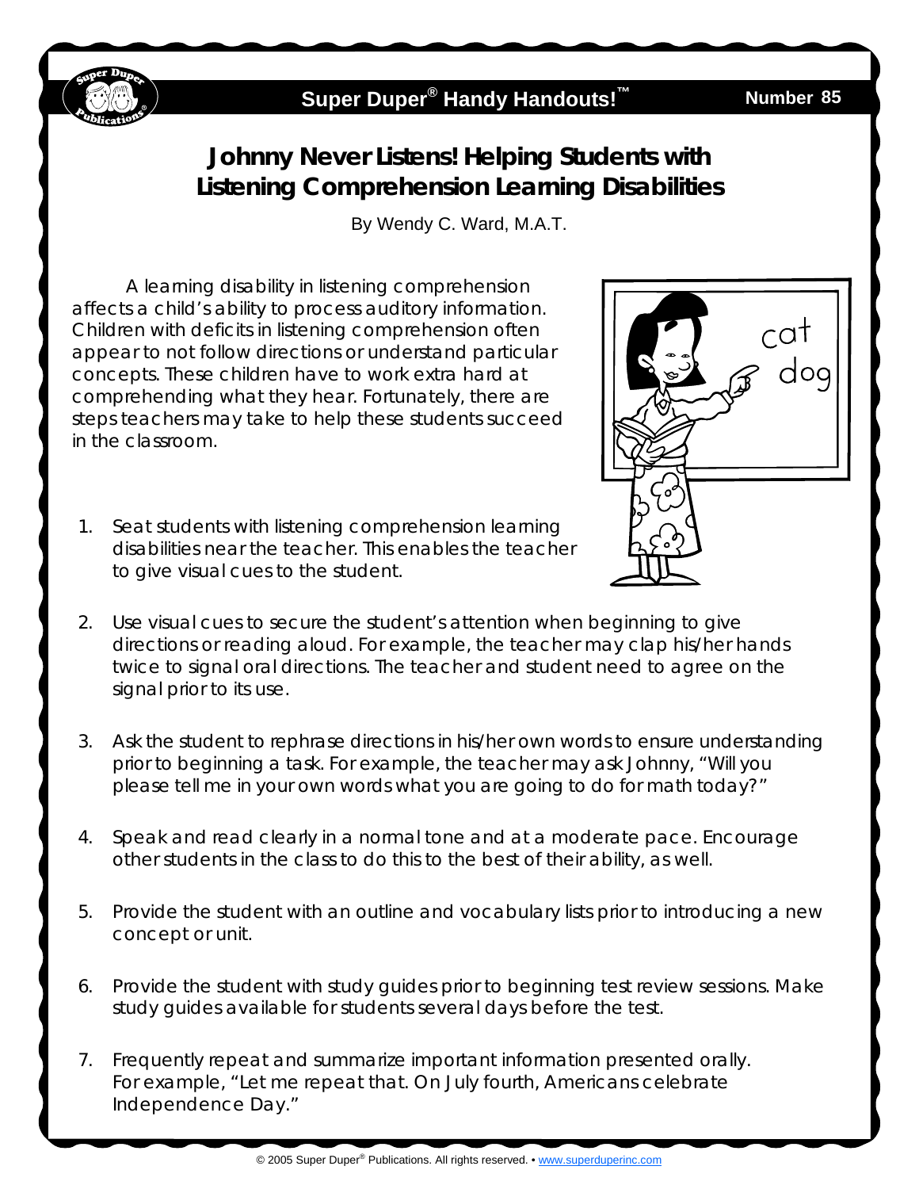Super Duper® Handy Handouts!™ Number 85

# Johnny Never Listens! Helping Students with Listening Comprehension Learning Disabilities

By Wendy C. Ward, M.A.T.

A learning disability in listening comprehension affects a child's ability to process auditory information. Children with deficits in listening comprehension often appear to not follow directions or understand particular concepts. These children have to work extra hard at comprehending what they hear. Fortunately, there are steps teachers may take to help these students succeed in the classroom.

1. Seat students with listening comprehension learning disabilities near the teacher. This enables the teacher to give visual cues to the student.

2. Use visual cues to secure the student's attention when beginning to give directions or reading aloud. For example, the teacher may clap his/her hands twice to signal oral directions. The teacher and student need to agree on the signal prior to its use.

3. Ask the student to rephrase directions in his/her own words to ensure understanding prior to beginning a task. For example, the teacher may ask Johnny, "Will you please tell me in your own words what you are going to do for math today?"

4. Speak and read clearly in a normal tone and at a moderate pace. Encourage other students in the class to do this to the best of their ability, as well.

5. Provide the student with an outline and vocabulary lists prior to introducing a new concept or unit.

6. Provide the student with study guides prior to beginning test review sessions. Make study guides available for students several days before the test.

7. Frequently repeat and summarize important information presented orally. For example, "Let me repeat that. On July fourth, Americans celebrate Independence Day."

© 2005 Super Duper® Publications. All rights reserved. • www.superduperinc.com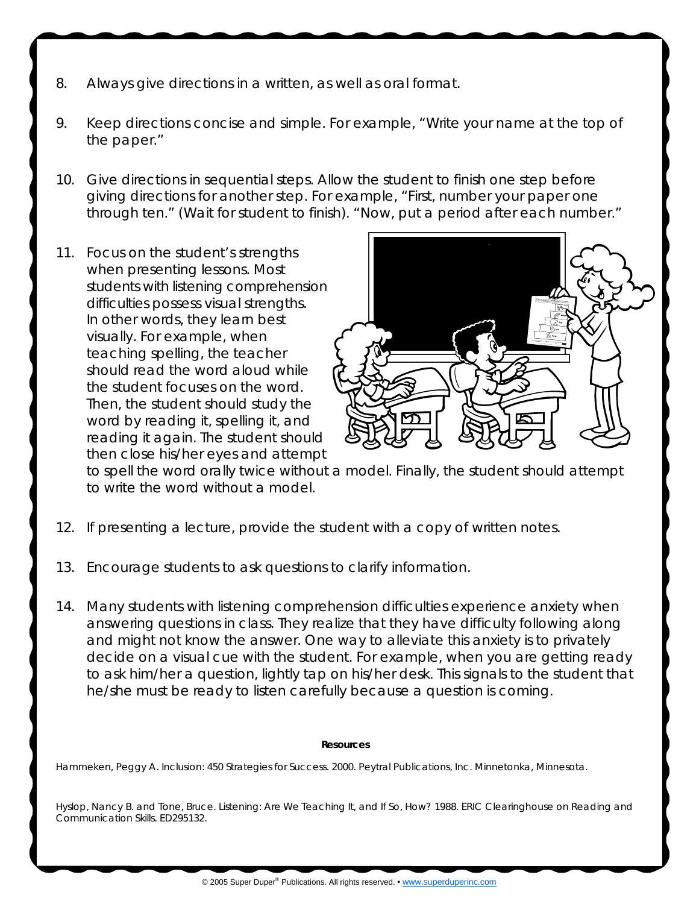8. Always give directions in a written, as well as oral format.

9. Keep directions concise and simple. For example, "Write your name at the top of the paper."

10. Give directions in sequential steps. Allow the student to finish one step before giving directions for another step. For example, "First, number your paper one through ten." (Wait for student to finish). "Now, put a period after each number."

11. Focus on the student's strengths when presenting lessons. Most students with listening comprehension difficulties possess visual strengths. In other words, they learn best visually. For example, when teaching spelling, the teacher should read the word aloud while the student focuses on the word. Then, the student should study the word by reading it, spelling it, and reading it again. The student should then close his/her eyes and attempt to spell the word orally twice without a model. Finally, the student should attempt to write the word without a model.

12. If presenting a lecture, provide the student with a copy of written notes.

13. Encourage students to ask questions to clarify information.

14. Many students with listening comprehension difficulties experience anxiety when answering questions in class. They realize that they have difficulty following along and might not know the answer. One way to alleviate this anxiety is to privately decide on a visual cue with the student. For example, when you are getting ready to ask him/her a question, lightly tap on his/her desk. This signals to the student that he/she must be ready to listen carefully because a question is coming.

**Resources**

Hammeken, Peggy A. Inclusion: 450 Strategies for Success. 2000. Peytral Publications, Inc. Minnetonka, Minnesota.

Hyslop, Nancy B. and Tone, Bruce. Listening: Are We Teaching It, and If So, How? 1988. ERIC Clearinghouse on Reading and Communication Skills. ED295132.

© 2005 Super Duper® Publications. All rights reserved. • www.superduperinc.com